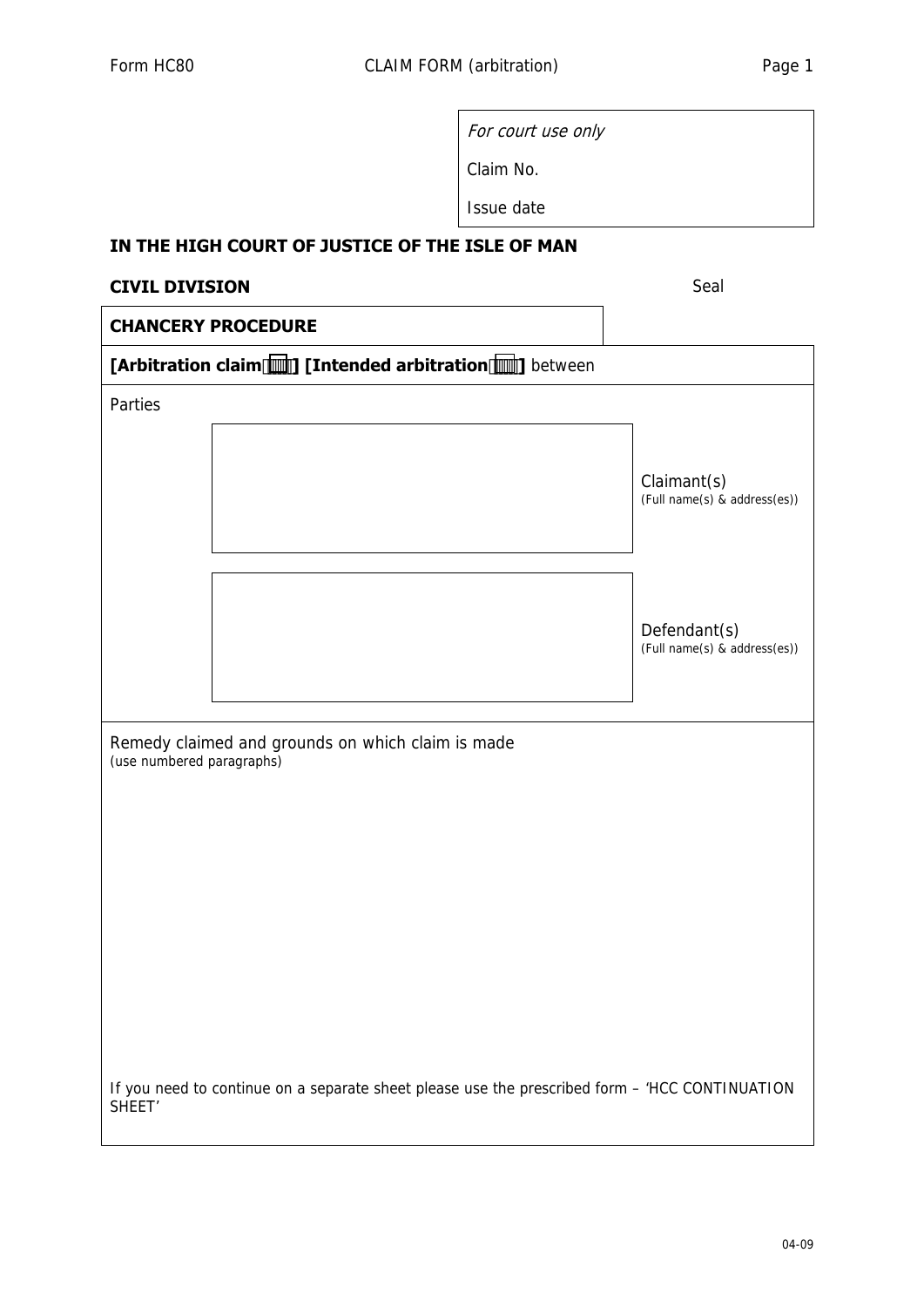Form HC80 CLAIM FORM (arbitration)

| *For court use only* |
|---|
| Claim No. |
| Issue date |

**IN THE HIGH COURT OF JUSTICE OF THE ISLE OF MAN**

**CIVIL DIVISION**

Seal

**CHANCERY PROCEDURE**

**[Arbitration claim ☐] [Intended arbitration ☐]** between

Parties

| | |
|---|---|
| | Claimant(s) (Full name(s) & address(es)) |
| | Defendant(s) (Full name(s) & address(es)) |

Remedy claimed and grounds on which claim is made
(use numbered paragraphs)

If you need to continue on a separate sheet please use the prescribed form – 'HCC CONTINUATION SHEET'

04-09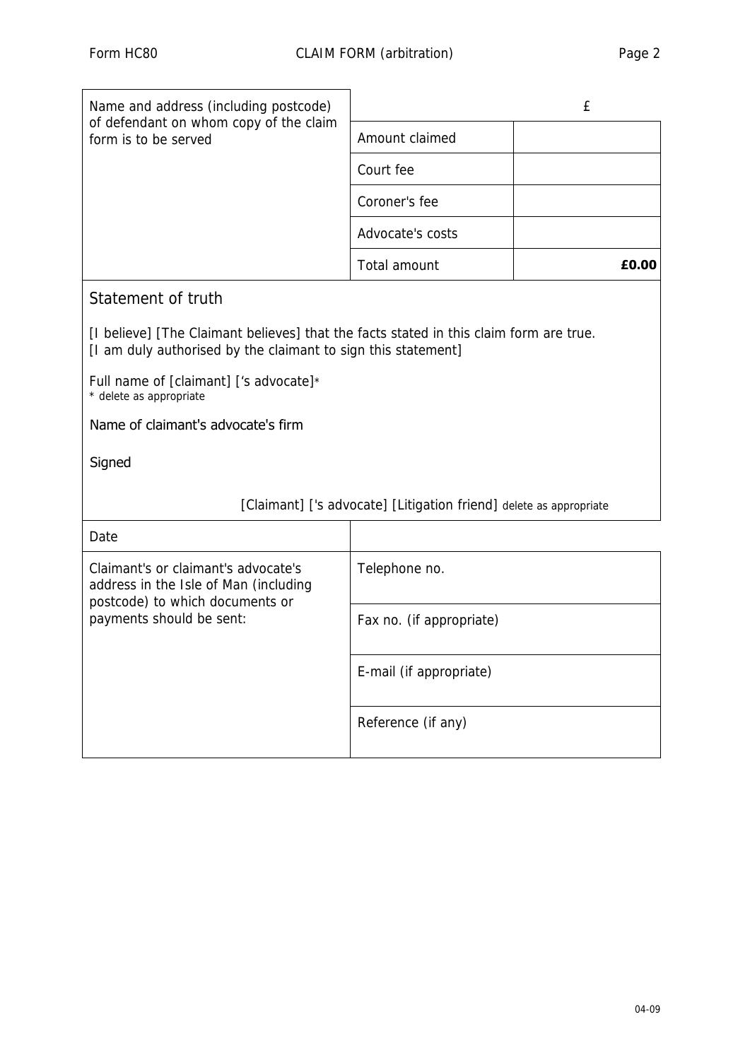| Name and address (including postcode) of defendant on whom copy of the claim form is to be served | | £ |
|---|---|---|
| | Amount claimed | |
| | Court fee | |
| | Coroner's fee | |
| | Advocate's costs | |
| | Total amount | **£0.00** |

## Statement of truth

[I believe] [The Claimant believes] that the facts stated in this claim form are true.
[I am duly authorised by the claimant to sign this statement]

Full name of [claimant] ['s advocate]*
* delete as appropriate

Name of claimant's advocate's firm

Signed

[Claimant] ['s advocate] [Litigation friend] delete as appropriate

| Date | |
|---|---|
| Claimant's or claimant's advocate's address in the Isle of Man (including postcode) to which documents or payments should be sent: | Telephone no. |
| | Fax no. (if appropriate) |
| | E-mail (if appropriate) |
| | Reference (if any) |